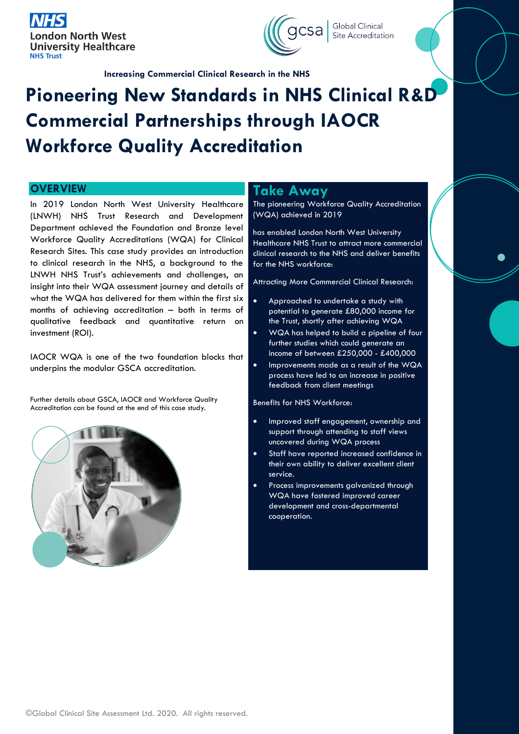NHS London North West University Healthcare NHS Trust

gcsa | Global Clinical Site Accreditation

**Increasing Commercial Clinical Research in the NHS**

# Pioneering New Standards in NHS Clinical R&D Commercial Partnerships through IAOCR Workforce Quality Accreditation

## OVERVIEW

In 2019 London North West University Healthcare (LNWH) NHS Trust Research and Development Department achieved the Foundation and Bronze level Workforce Quality Accreditations (WQA) for Clinical Research Sites. This case study provides an introduction to clinical research in the NHS, a background to the LNWH NHS Trust's achievements and challenges, an insight into their WQA assessment journey and details of what the WQA has delivered for them within the first six months of achieving accreditation – both in terms of qualitative feedback and quantitative return on investment (ROI).

IAOCR WQA is one of the two foundation blocks that underpins the modular GSCA accreditation.

Further details about GSCA, IAOCR and Workforce Quality Accreditation can be found at the end of this case study.

## Take Away

The pioneering Workforce Quality Accreditation (WQA) achieved in 2019

has enabled London North West University Healthcare NHS Trust to attract more commercial clinical research to the NHS and deliver benefits for the NHS workforce:

Attracting More Commercial Clinical Research:

- Approached to undertake a study with potential to generate £80,000 income for the Trust, shortly after achieving WQA
- WQA has helped to build a pipeline of four further studies which could generate an income of between £250,000 - £400,000
- Improvements made as a result of the WQA process have led to an increase in positive feedback from client meetings

Benefits for NHS Workforce:

- Improved staff engagement, ownership and support through attending to staff views uncovered during WQA process
- Staff have reported increased confidence in their own ability to deliver excellent client service.
- Process improvements galvanized through WQA have fostered improved career development and cross-departmental cooperation.

©Global Clinical Site Assessment Ltd. 2020. All rights reserved.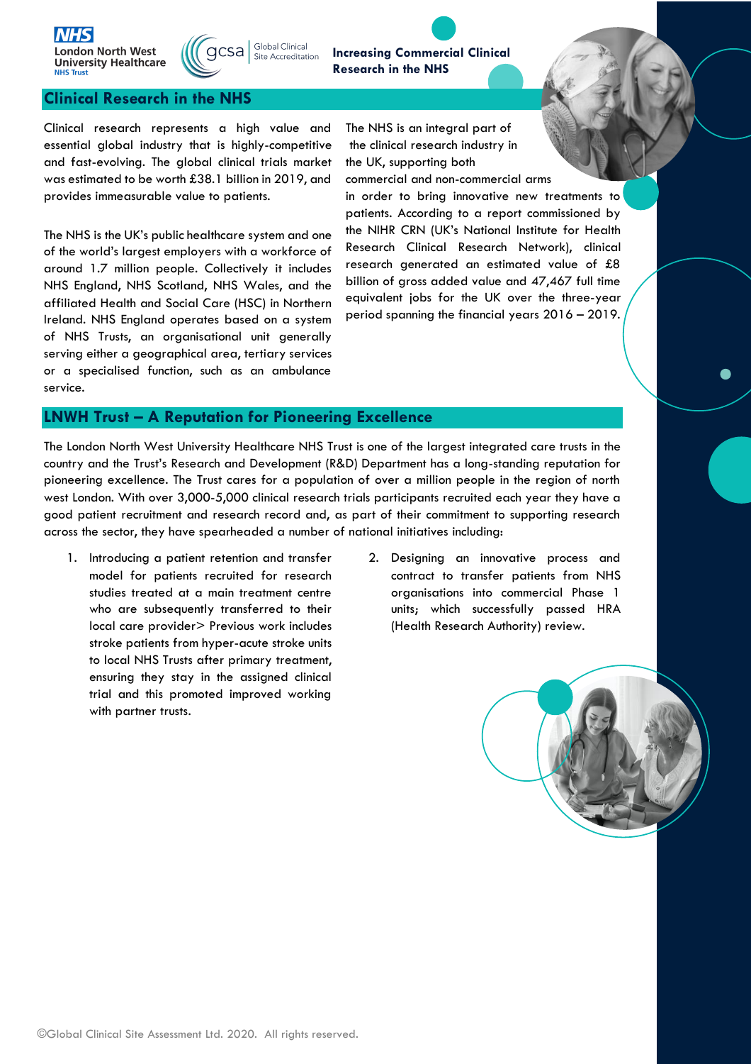## Clinical Research in the NHS

Clinical research represents a high value and essential global industry that is highly-competitive and fast-evolving. The global clinical trials market was estimated to be worth £38.1 billion in 2019, and provides immeasurable value to patients.

The NHS is the UK's public healthcare system and one of the world's largest employers with a workforce of around 1.7 million people. Collectively it includes NHS England, NHS Scotland, NHS Wales, and the affiliated Health and Social Care (HSC) in Northern Ireland. NHS England operates based on a system of NHS Trusts, an organisational unit generally serving either a geographical area, tertiary services or a specialised function, such as an ambulance service.

The NHS is an integral part of the clinical research industry in the UK, supporting both commercial and non-commercial arms in order to bring innovative new treatments to patients. According to a report commissioned by the NIHR CRN (UK's National Institute for Health Research Clinical Research Network), clinical research generated an estimated value of £8 billion of gross added value and 47,467 full time equivalent jobs for the UK over the three-year period spanning the financial years 2016 – 2019.

## LNWH Trust – A Reputation for Pioneering Excellence

The London North West University Healthcare NHS Trust is one of the largest integrated care trusts in the country and the Trust's Research and Development (R&D) Department has a long-standing reputation for pioneering excellence. The Trust cares for a population of over a million people in the region of north west London. With over 3,000-5,000 clinical research trials participants recruited each year they have a good patient recruitment and research record and, as part of their commitment to supporting research across the sector, they have spearheaded a number of national initiatives including:

1. Introducing a patient retention and transfer model for patients recruited for research studies treated at a main treatment centre who are subsequently transferred to their local care provider> Previous work includes stroke patients from hyper-acute stroke units to local NHS Trusts after primary treatment, ensuring they stay in the assigned clinical trial and this promoted improved working with partner trusts.
2. Designing an innovative process and contract to transfer patients from NHS organisations into commercial Phase 1 units; which successfully passed HRA (Health Research Authority) review.

©Global Clinical Site Assessment Ltd. 2020. All rights reserved.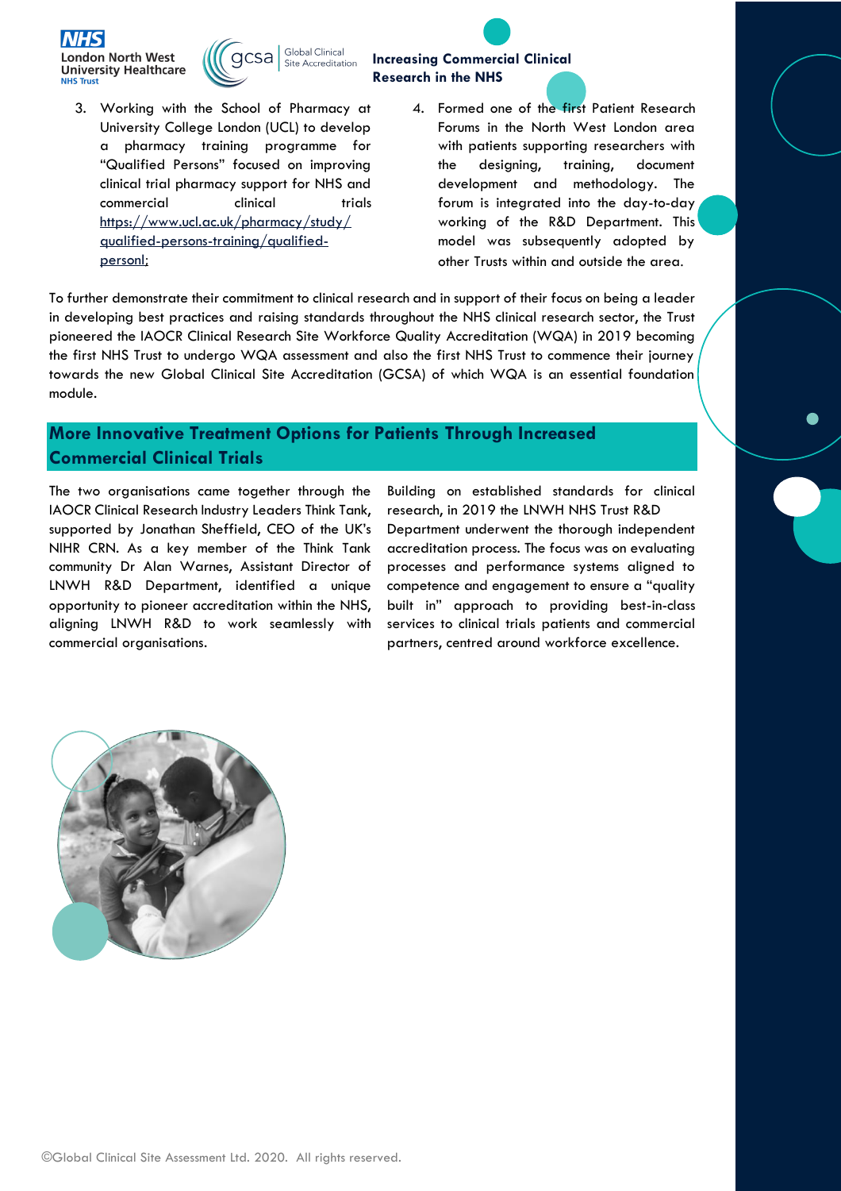3. Working with the School of Pharmacy at University College London (UCL) to develop a pharmacy training programme for "Qualified Persons" focused on improving clinical trial pharmacy support for NHS and commercial clinical trials https://www.ucl.ac.uk/pharmacy/study/qualified-persons-training/qualified-personl;

4. Formed one of the first Patient Research Forums in the North West London area with patients supporting researchers with the designing, training, document development and methodology. The forum is integrated into the day-to-day working of the R&D Department. This model was subsequently adopted by other Trusts within and outside the area.

To further demonstrate their commitment to clinical research and in support of their focus on being a leader in developing best practices and raising standards throughout the NHS clinical research sector, the Trust pioneered the IAOCR Clinical Research Site Workforce Quality Accreditation (WQA) in 2019 becoming the first NHS Trust to undergo WQA assessment and also the first NHS Trust to commence their journey towards the new Global Clinical Site Accreditation (GCSA) of which WQA is an essential foundation module.

## More Innovative Treatment Options for Patients Through Increased Commercial Clinical Trials

The two organisations came together through the IAOCR Clinical Research Industry Leaders Think Tank, supported by Jonathan Sheffield, CEO of the UK's NIHR CRN. As a key member of the Think Tank community Dr Alan Warnes, Assistant Director of LNWH R&D Department, identified a unique opportunity to pioneer accreditation within the NHS, aligning LNWH R&D to work seamlessly with commercial organisations.

Building on established standards for clinical research, in 2019 the LNWH NHS Trust R&D Department underwent the thorough independent accreditation process. The focus was on evaluating processes and performance systems aligned to competence and engagement to ensure a "quality built in" approach to providing best-in-class services to clinical trials patients and commercial partners, centred around workforce excellence.

©Global Clinical Site Assessment Ltd. 2020. All rights reserved.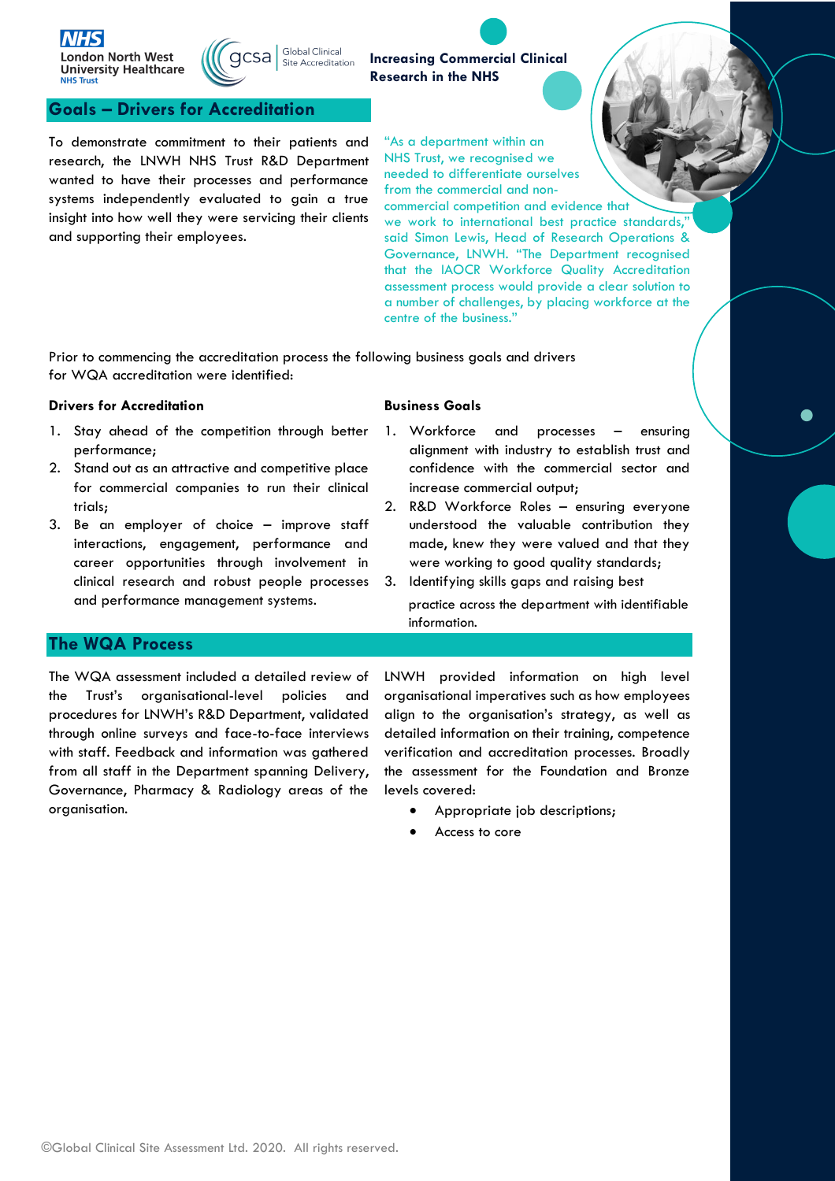**Increasing Commercial Clinical Research in the NHS**

## Goals – Drivers for Accreditation

To demonstrate commitment to their patients and research, the LNWH NHS Trust R&D Department wanted to have their processes and performance systems independently evaluated to gain a true insight into how well they were servicing their clients and supporting their employees.

"As a department within an NHS Trust, we recognised we needed to differentiate ourselves from the commercial and non-commercial competition and evidence that we work to international best practice standards," said Simon Lewis, Head of Research Operations & Governance, LNWH. "The Department recognised that the IAOCR Workforce Quality Accreditation assessment process would provide a clear solution to a number of challenges, by placing workforce at the centre of the business."

Prior to commencing the accreditation process the following business goals and drivers for WQA accreditation were identified:

### Drivers for Accreditation

1. Stay ahead of the competition through better performance;
2. Stand out as an attractive and competitive place for commercial companies to run their clinical trials;
3. Be an employer of choice – improve staff interactions, engagement, performance and career opportunities through involvement in clinical research and robust people processes and performance management systems.

### Business Goals

1. Workforce and processes – ensuring alignment with industry to establish trust and confidence with the commercial sector and increase commercial output;
2. R&D Workforce Roles – ensuring everyone understood the valuable contribution they made, knew they were valued and that they were working to good quality standards;
3. Identifying skills gaps and raising best practice across the department with identifiable information.

## The WQA Process

The WQA assessment included a detailed review of the Trust's organisational-level policies and procedures for LNWH's R&D Department, validated through online surveys and face-to-face interviews with staff. Feedback and information was gathered from all staff in the Department spanning Delivery, Governance, Pharmacy & Radiology areas of the organisation.

LNWH provided information on high level organisational imperatives such as how employees align to the organisation's strategy, as well as detailed information on their training, competence verification and accreditation processes. Broadly the assessment for the Foundation and Bronze levels covered:

- Appropriate job descriptions;
- Access to core

©Global Clinical Site Assessment Ltd. 2020. All rights reserved.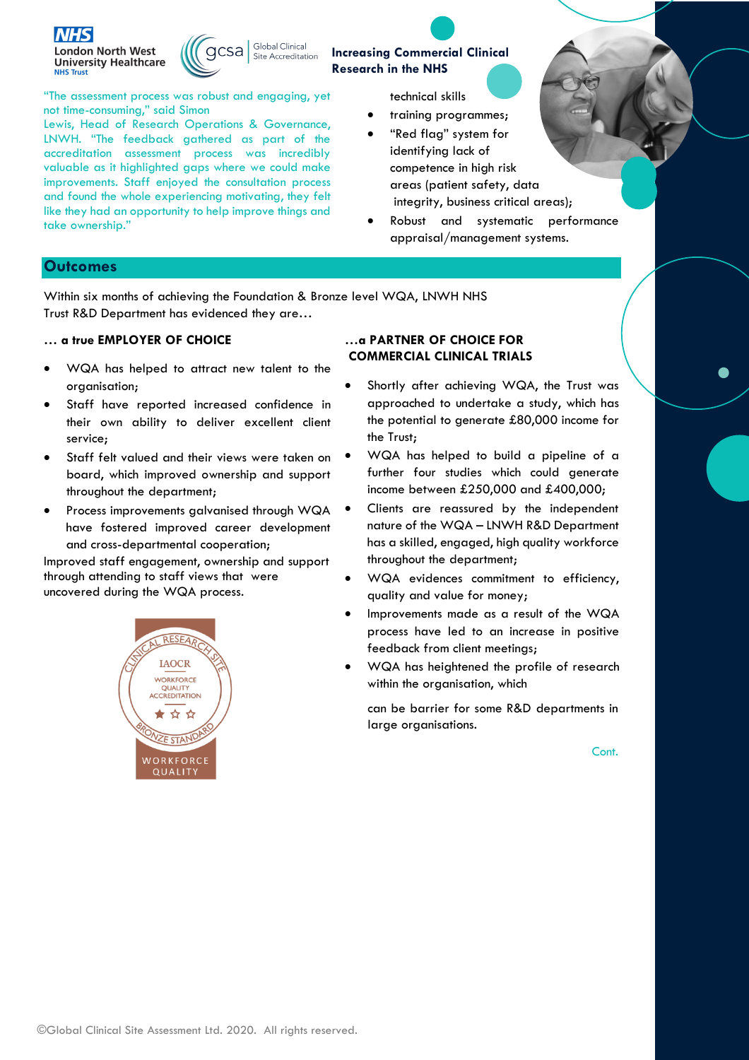"The assessment process was robust and engaging, yet not time-consuming," said Simon Lewis, Head of Research Operations & Governance, LNWH. "The feedback gathered as part of the accreditation assessment process was incredibly valuable as it highlighted gaps where we could make improvements. Staff enjoyed the consultation process and found the whole experiencing motivating, they felt like they had an opportunity to help improve things and take ownership."

technical skills

- training programmes;
- "Red flag" system for identifying lack of competence in high risk areas (patient safety, data integrity, business critical areas);
- Robust and systematic performance appraisal/management systems.

## Outcomes

Within six months of achieving the Foundation & Bronze level WQA, LNWH NHS Trust R&D Department has evidenced they are…

### … a true EMPLOYER OF CHOICE

- WQA has helped to attract new talent to the organisation;
- Staff have reported increased confidence in their own ability to deliver excellent client service;
- Staff felt valued and their views were taken on board, which improved ownership and support throughout the department;
- Process improvements galvanised through WQA have fostered improved career development and cross-departmental cooperation;

Improved staff engagement, ownership and support through attending to staff views that were uncovered during the WQA process.

### …a PARTNER OF CHOICE FOR COMMERCIAL CLINICAL TRIALS

- Shortly after achieving WQA, the Trust was approached to undertake a study, which has the potential to generate £80,000 income for the Trust;
- WQA has helped to build a pipeline of a further four studies which could generate income between £250,000 and £400,000;
- Clients are reassured by the independent nature of the WQA – LNWH R&D Department has a skilled, engaged, high quality workforce throughout the department;
- WQA evidences commitment to efficiency, quality and value for money;
- Improvements made as a result of the WQA process have led to an increase in positive feedback from client meetings;
- WQA has heightened the profile of research within the organisation, which

  can be barrier for some R&D departments in large organisations.

Cont.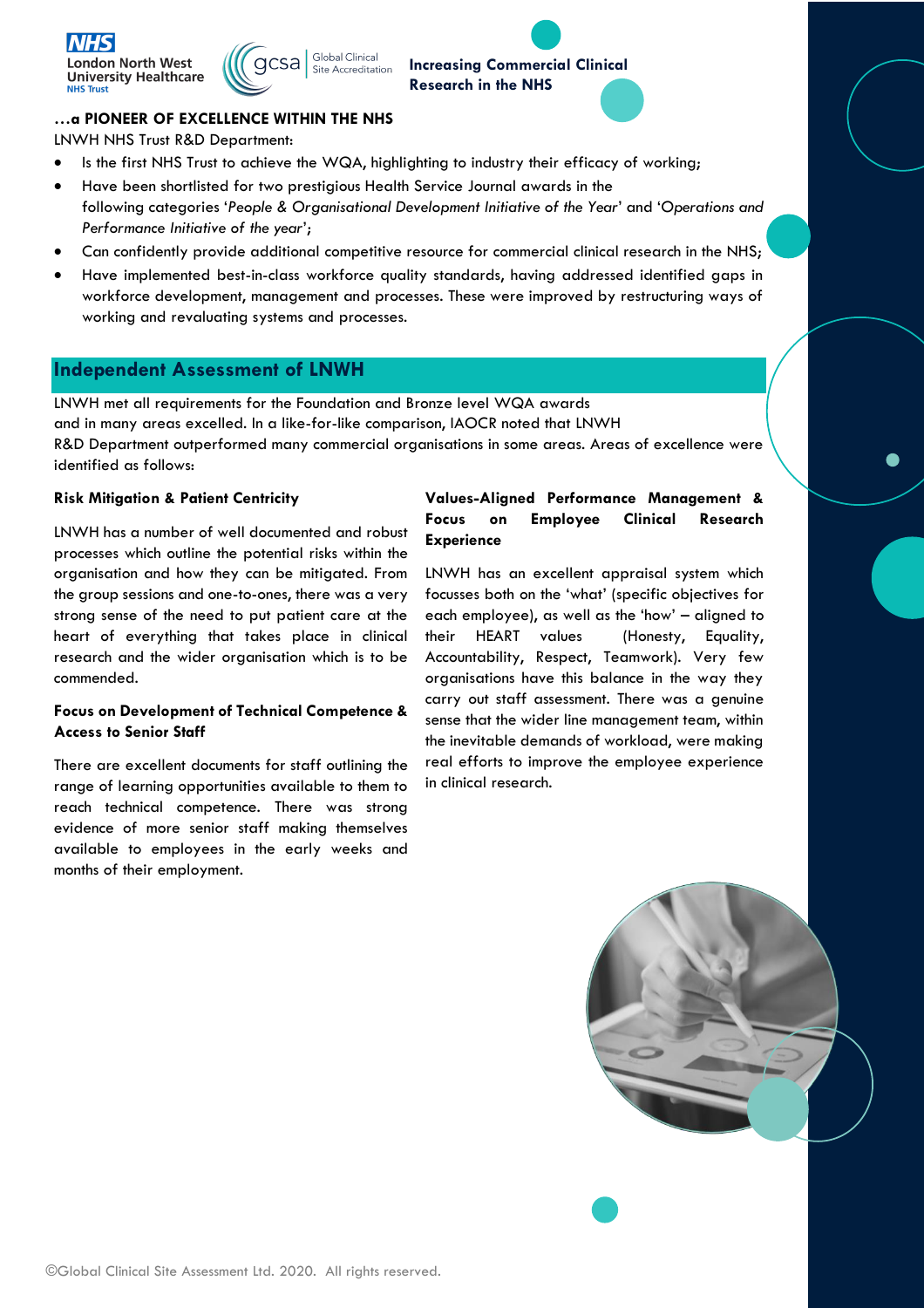**Increasing Commercial Clinical Research in the NHS**

**…a PIONEER OF EXCELLENCE WITHIN THE NHS**

LNWH NHS Trust R&D Department:

- Is the first NHS Trust to achieve the WQA, highlighting to industry their efficacy of working;
- Have been shortlisted for two prestigious Health Service Journal awards in the following categories '*People & Organisational Development Initiative of the Year*' and '*Operations and Performance Initiative of the year*';
- Can confidently provide additional competitive resource for commercial clinical research in the NHS;
- Have implemented best-in-class workforce quality standards, having addressed identified gaps in workforce development, management and processes. These were improved by restructuring ways of working and revaluating systems and processes.

## Independent Assessment of LNWH

LNWH met all requirements for the Foundation and Bronze level WQA awards and in many areas excelled. In a like-for-like comparison, IAOCR noted that LNWH R&D Department outperformed many commercial organisations in some areas. Areas of excellence were identified as follows:

### Risk Mitigation & Patient Centricity

LNWH has a number of well documented and robust processes which outline the potential risks within the organisation and how they can be mitigated. From the group sessions and one-to-ones, there was a very strong sense of the need to put patient care at the heart of everything that takes place in clinical research and the wider organisation which is to be commended.

### Focus on Development of Technical Competence & Access to Senior Staff

There are excellent documents for staff outlining the range of learning opportunities available to them to reach technical competence. There was strong evidence of more senior staff making themselves available to employees in the early weeks and months of their employment.

### Values-Aligned Performance Management & Focus on Employee Clinical Research Experience

LNWH has an excellent appraisal system which focusses both on the 'what' (specific objectives for each employee), as well as the 'how' – aligned to their HEART values (Honesty, Equality, Accountability, Respect, Teamwork). Very few organisations have this balance in the way they carry out staff assessment. There was a genuine sense that the wider line management team, within the inevitable demands of workload, were making real efforts to improve the employee experience in clinical research.

©Global Clinical Site Assessment Ltd. 2020. All rights reserved.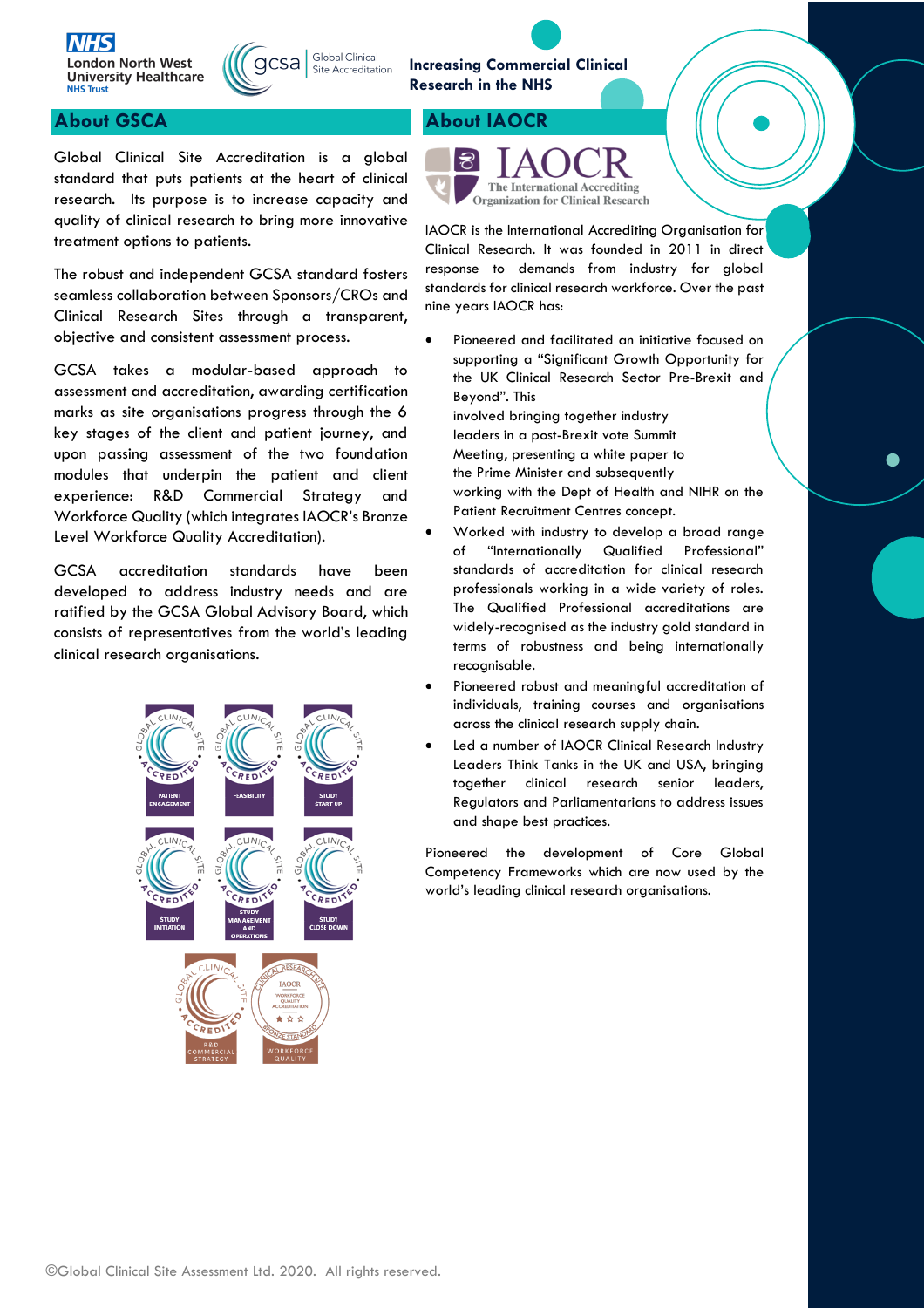Increasing Commercial Clinical Research in the NHS

## About GSCA

Global Clinical Site Accreditation is a global standard that puts patients at the heart of clinical research. Its purpose is to increase capacity and quality of clinical research to bring more innovative treatment options to patients.

The robust and independent GCSA standard fosters seamless collaboration between Sponsors/CROs and Clinical Research Sites through a transparent, objective and consistent assessment process.

GCSA takes a modular-based approach to assessment and accreditation, awarding certification marks as site organisations progress through the 6 key stages of the client and patient journey, and upon passing assessment of the two foundation modules that underpin the patient and client experience: R&D Commercial Strategy and Workforce Quality (which integrates IAOCR's Bronze Level Workforce Quality Accreditation).

GCSA accreditation standards have been developed to address industry needs and are ratified by the GCSA Global Advisory Board, which consists of representatives from the world's leading clinical research organisations.

## About IAOCR

IAOCR is the International Accrediting Organisation for Clinical Research. It was founded in 2011 in direct response to demands from industry for global standards for clinical research workforce. Over the past nine years IAOCR has:

- Pioneered and facilitated an initiative focused on supporting a "Significant Growth Opportunity for the UK Clinical Research Sector Pre-Brexit and Beyond". This involved bringing together industry leaders in a post-Brexit vote Summit Meeting, presenting a white paper to the Prime Minister and subsequently working with the Dept of Health and NIHR on the Patient Recruitment Centres concept.
- Worked with industry to develop a broad range of "Internationally Qualified Professional" standards of accreditation for clinical research professionals working in a wide variety of roles. The Qualified Professional accreditations are widely-recognised as the industry gold standard in terms of robustness and being internationally recognisable.
- Pioneered robust and meaningful accreditation of individuals, training courses and organisations across the clinical research supply chain.
- Led a number of IAOCR Clinical Research Industry Leaders Think Tanks in the UK and USA, bringing together clinical research senior leaders, Regulators and Parliamentarians to address issues and shape best practices.

Pioneered the development of Core Global Competency Frameworks which are now used by the world's leading clinical research organisations.

©Global Clinical Site Assessment Ltd. 2020. All rights reserved.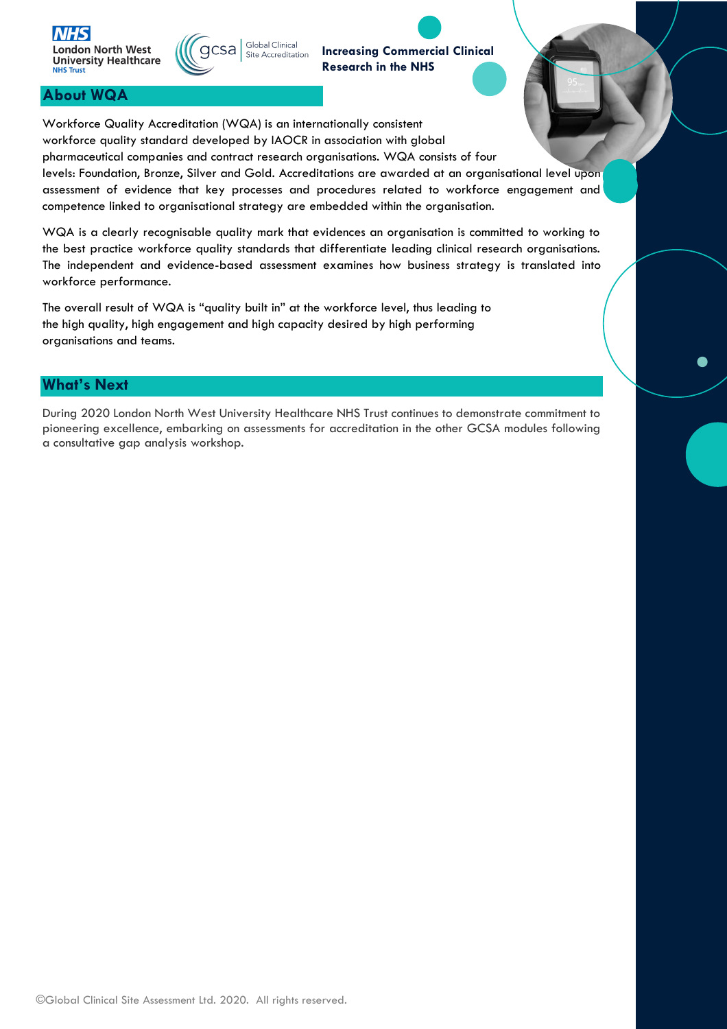## About WQA

Workforce Quality Accreditation (WQA) is an internationally consistent workforce quality standard developed by IAOCR in association with global pharmaceutical companies and contract research organisations. WQA consists of four levels: Foundation, Bronze, Silver and Gold. Accreditations are awarded at an organisational level upon assessment of evidence that key processes and procedures related to workforce engagement and competence linked to organisational strategy are embedded within the organisation.

WQA is a clearly recognisable quality mark that evidences an organisation is committed to working to the best practice workforce quality standards that differentiate leading clinical research organisations. The independent and evidence-based assessment examines how business strategy is translated into workforce performance.

The overall result of WQA is "quality built in" at the workforce level, thus leading to the high quality, high engagement and high capacity desired by high performing organisations and teams.

## What's Next

During 2020 London North West University Healthcare NHS Trust continues to demonstrate commitment to pioneering excellence, embarking on assessments for accreditation in the other GCSA modules following a consultative gap analysis workshop.

©Global Clinical Site Assessment Ltd. 2020. All rights reserved.